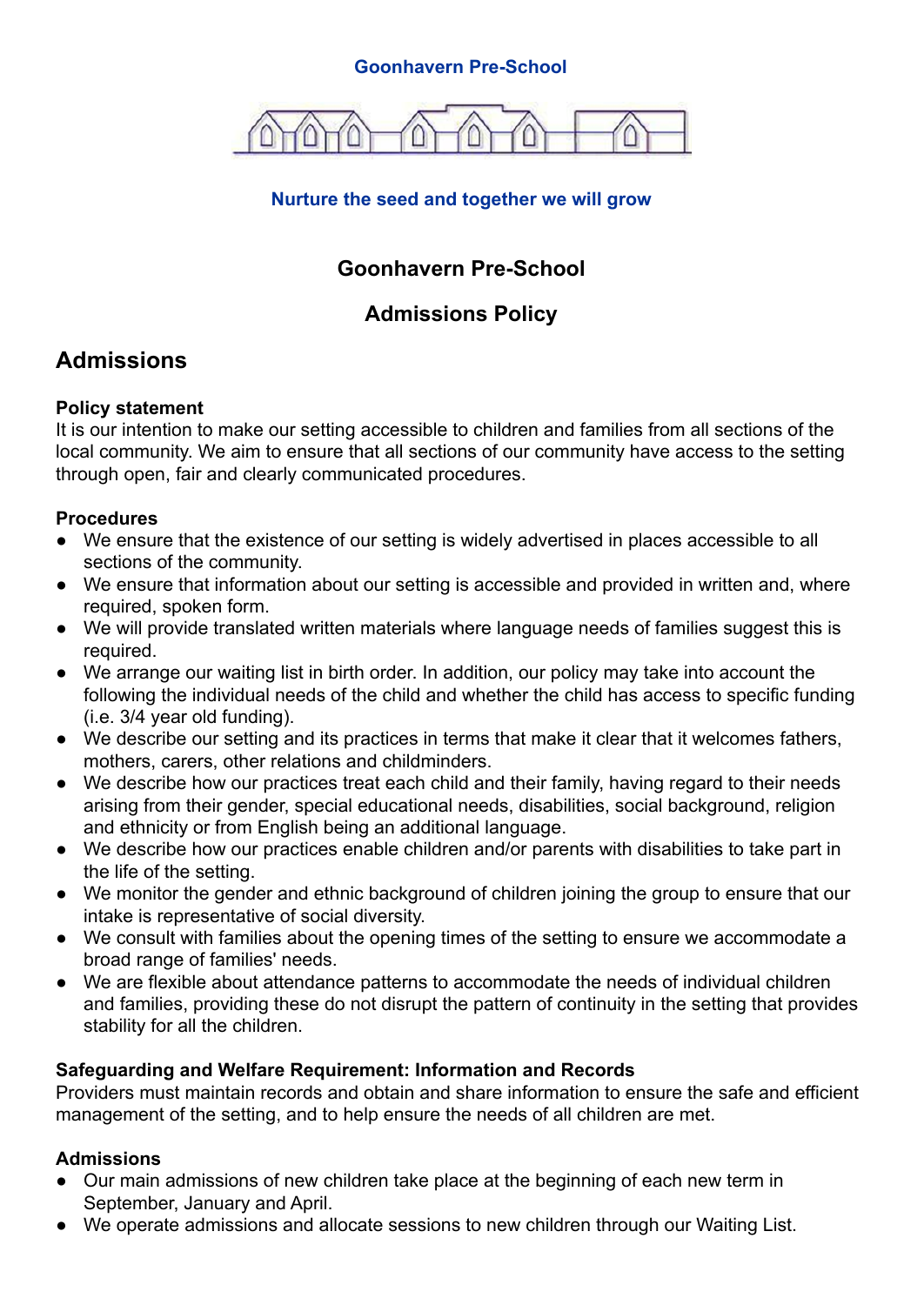**Goonhavern Pre-School**

**Nurture the seed and together we will grow**

## Goonhavern Pre-School

## Admissions Policy

# Admissions

**Policy statement**
It is our intention to make our setting accessible to children and families from all sections of the local community. We aim to ensure that all sections of our community have access to the setting through open, fair and clearly communicated procedures.

**Procedures**

- We ensure that the existence of our setting is widely advertised in places accessible to all sections of the community.
- We ensure that information about our setting is accessible and provided in written and, where required, spoken form.
- We will provide translated written materials where language needs of families suggest this is required.
- We arrange our waiting list in birth order. In addition, our policy may take into account the following the individual needs of the child and whether the child has access to specific funding (i.e. 3/4 year old funding).
- We describe our setting and its practices in terms that make it clear that it welcomes fathers, mothers, carers, other relations and childminders.
- We describe how our practices treat each child and their family, having regard to their needs arising from their gender, special educational needs, disabilities, social background, religion and ethnicity or from English being an additional language.
- We describe how our practices enable children and/or parents with disabilities to take part in the life of the setting.
- We monitor the gender and ethnic background of children joining the group to ensure that our intake is representative of social diversity.
- We consult with families about the opening times of the setting to ensure we accommodate a broad range of families' needs.
- We are flexible about attendance patterns to accommodate the needs of individual children and families, providing these do not disrupt the pattern of continuity in the setting that provides stability for all the children.

**Safeguarding and Welfare Requirement: Information and Records**
Providers must maintain records and obtain and share information to ensure the safe and efficient management of the setting, and to help ensure the needs of all children are met.

**Admissions**

- Our main admissions of new children take place at the beginning of each new term in September, January and April.
- We operate admissions and allocate sessions to new children through our Waiting List.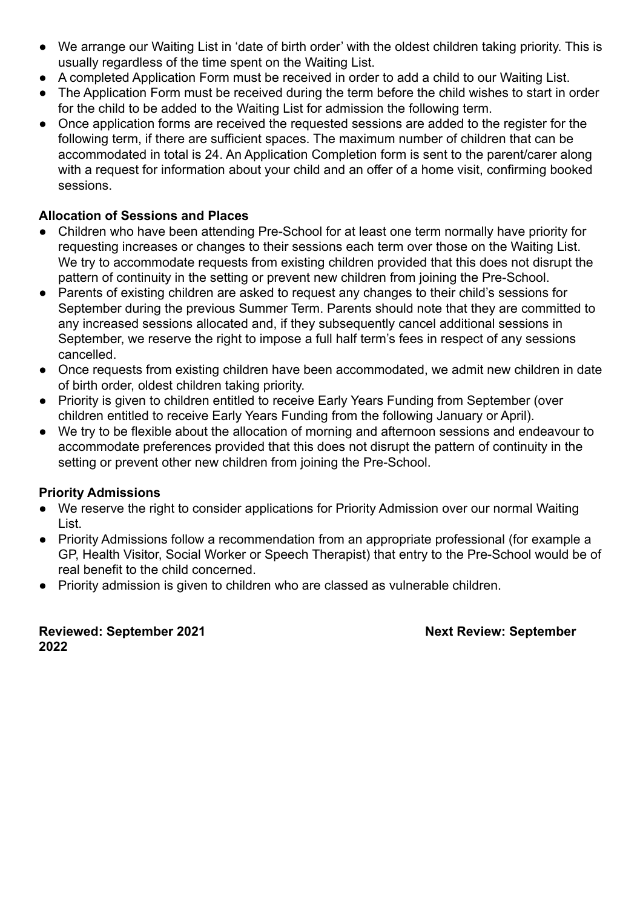- We arrange our Waiting List in 'date of birth order' with the oldest children taking priority. This is usually regardless of the time spent on the Waiting List.
- A completed Application Form must be received in order to add a child to our Waiting List.
- The Application Form must be received during the term before the child wishes to start in order for the child to be added to the Waiting List for admission the following term.
- Once application forms are received the requested sessions are added to the register for the following term, if there are sufficient spaces. The maximum number of children that can be accommodated in total is 24. An Application Completion form is sent to the parent/carer along with a request for information about your child and an offer of a home visit, confirming booked sessions.

**Allocation of Sessions and Places**

- Children who have been attending Pre-School for at least one term normally have priority for requesting increases or changes to their sessions each term over those on the Waiting List. We try to accommodate requests from existing children provided that this does not disrupt the pattern of continuity in the setting or prevent new children from joining the Pre-School.
- Parents of existing children are asked to request any changes to their child's sessions for September during the previous Summer Term. Parents should note that they are committed to any increased sessions allocated and, if they subsequently cancel additional sessions in September, we reserve the right to impose a full half term's fees in respect of any sessions cancelled.
- Once requests from existing children have been accommodated, we admit new children in date of birth order, oldest children taking priority.
- Priority is given to children entitled to receive Early Years Funding from September (over children entitled to receive Early Years Funding from the following January or April).
- We try to be flexible about the allocation of morning and afternoon sessions and endeavour to accommodate preferences provided that this does not disrupt the pattern of continuity in the setting or prevent other new children from joining the Pre-School.

**Priority Admissions**

- We reserve the right to consider applications for Priority Admission over our normal Waiting List.
- Priority Admissions follow a recommendation from an appropriate professional (for example a GP, Health Visitor, Social Worker or Speech Therapist) that entry to the Pre-School would be of real benefit to the child concerned.
- Priority admission is given to children who are classed as vulnerable children.

**Reviewed: September 2021** **Next Review: September 2022**